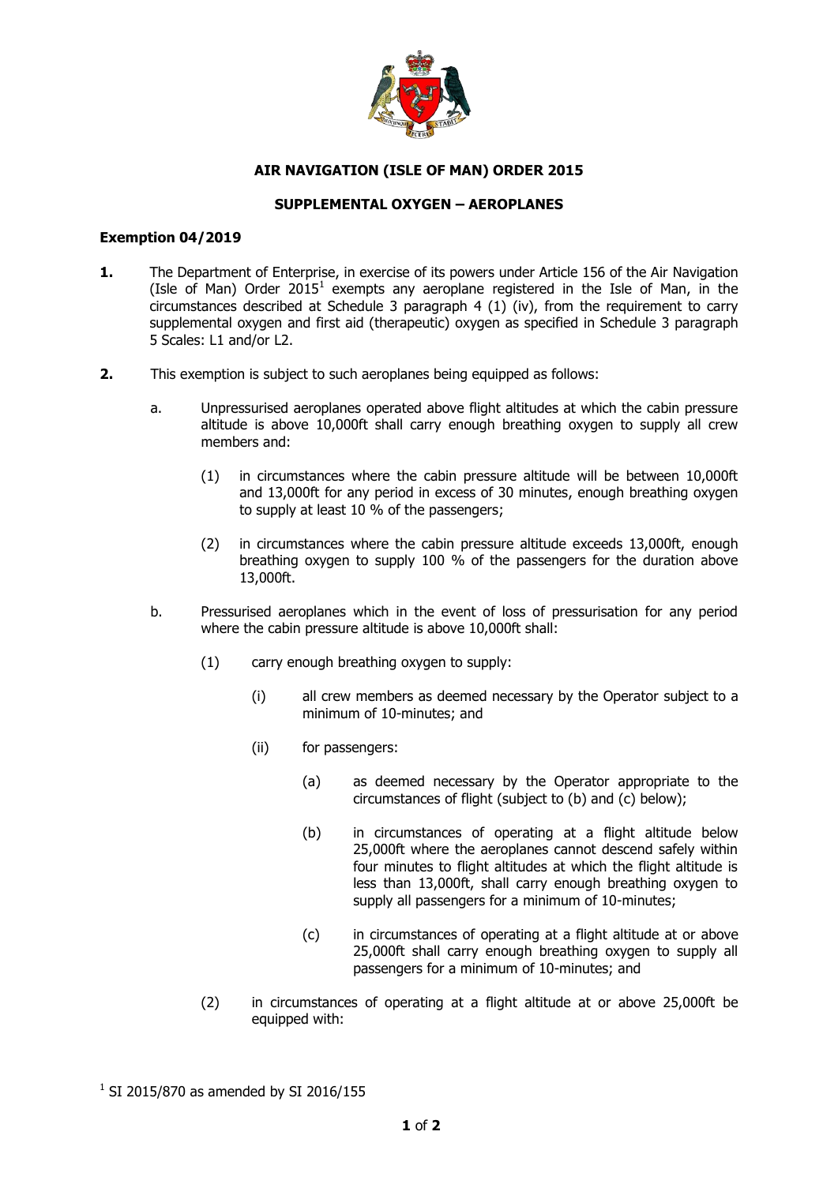**AIR NAVIGATION (ISLE OF MAN) ORDER 2015**

**SUPPLEMENTAL OXYGEN – AEROPLANES**

**Exemption 04/2019**

**1.** The Department of Enterprise, in exercise of its powers under Article 156 of the Air Navigation (Isle of Man) Order 2015[1] exempts any aeroplane registered in the Isle of Man, in the circumstances described at Schedule 3 paragraph 4 (1) (iv), from the requirement to carry supplemental oxygen and first aid (therapeutic) oxygen as specified in Schedule 3 paragraph 5 Scales: L1 and/or L2.

**2.** This exemption is subject to such aeroplanes being equipped as follows:

a. Unpressurised aeroplanes operated above flight altitudes at which the cabin pressure altitude is above 10,000ft shall carry enough breathing oxygen to supply all crew members and:

(1) in circumstances where the cabin pressure altitude will be between 10,000ft and 13,000ft for any period in excess of 30 minutes, enough breathing oxygen to supply at least 10 % of the passengers;

(2) in circumstances where the cabin pressure altitude exceeds 13,000ft, enough breathing oxygen to supply 100 % of the passengers for the duration above 13,000ft.

b. Pressurised aeroplanes which in the event of loss of pressurisation for any period where the cabin pressure altitude is above 10,000ft shall:

(1) carry enough breathing oxygen to supply:

(i) all crew members as deemed necessary by the Operator subject to a minimum of 10-minutes; and

(ii) for passengers:

(a) as deemed necessary by the Operator appropriate to the circumstances of flight (subject to (b) and (c) below);

(b) in circumstances of operating at a flight altitude below 25,000ft where the aeroplanes cannot descend safely within four minutes to flight altitudes at which the flight altitude is less than 13,000ft, shall carry enough breathing oxygen to supply all passengers for a minimum of 10-minutes;

(c) in circumstances of operating at a flight altitude at or above 25,000ft shall carry enough breathing oxygen to supply all passengers for a minimum of 10-minutes; and

(2) in circumstances of operating at a flight altitude at or above 25,000ft be equipped with:

[1] SI 2015/870 as amended by SI 2016/155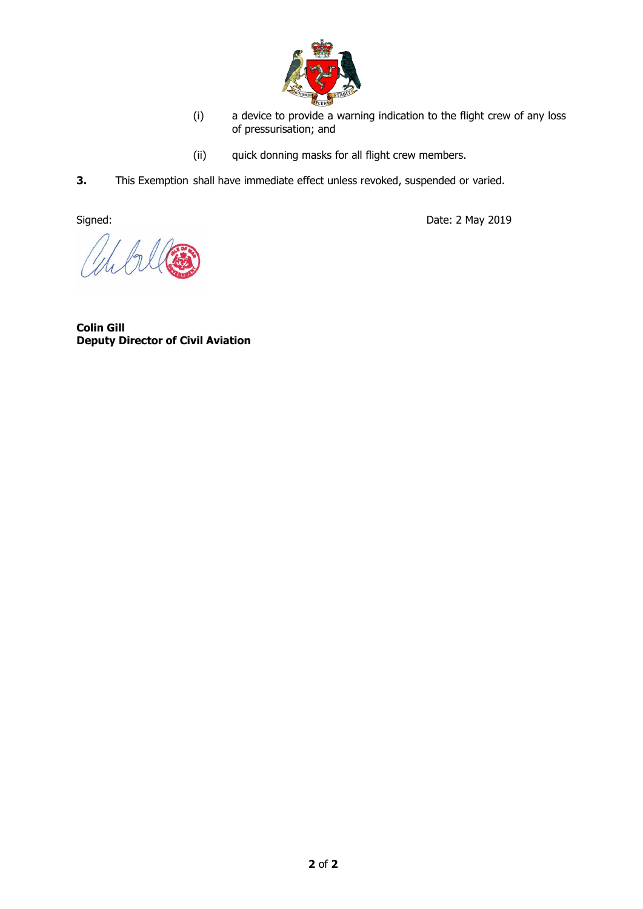(i) a device to provide a warning indication to the flight crew of any loss of pressurisation; and

(ii) quick donning masks for all flight crew members.

**3.** This Exemption shall have immediate effect unless revoked, suspended or varied.

Signed: Date: 2 May 2019

**Colin Gill**
**Deputy Director of Civil Aviation**